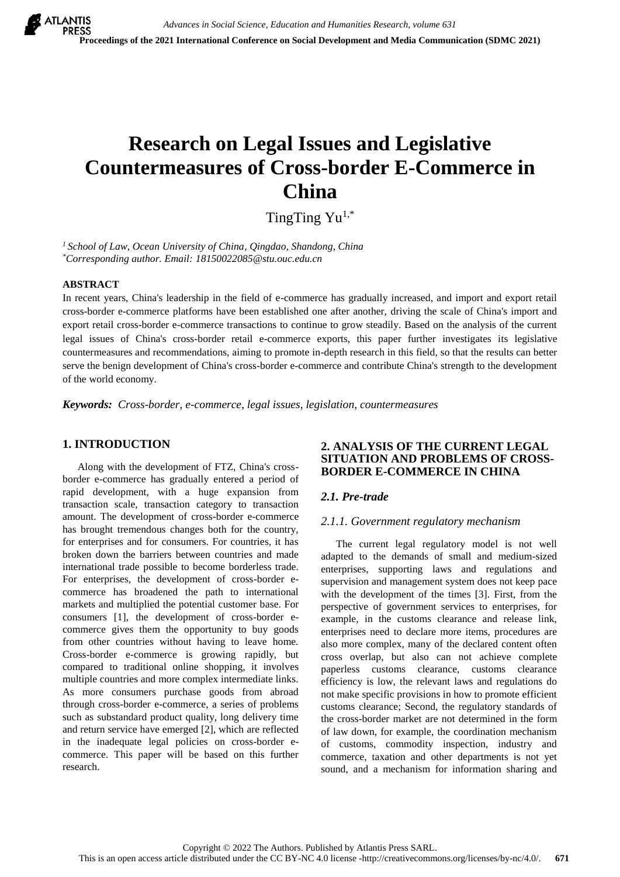# Research on Legal Issues and Legislative Countermeasures of Cross-border E-Commerce in China

TingTing Yu[1,*]

[1] *School of Law, Ocean University of China, Qingdao, Shandong, China*
[*] *Corresponding author. Email: 18150022085@stu.ouc.edu.cn*

**ABSTRACT**

In recent years, China's leadership in the field of e-commerce has gradually increased, and import and export retail cross-border e-commerce platforms have been established one after another, driving the scale of China's import and export retail cross-border e-commerce transactions to continue to grow steadily. Based on the analysis of the current legal issues of China's cross-border retail e-commerce exports, this paper further investigates its legislative countermeasures and recommendations, aiming to promote in-depth research in this field, so that the results can better serve the benign development of China's cross-border e-commerce and contribute China's strength to the development of the world economy.

***Keywords:*** *Cross-border, e-commerce, legal issues, legislation, countermeasures*

## 1. INTRODUCTION

Along with the development of FTZ, China's cross-border e-commerce has gradually entered a period of rapid development, with a huge expansion from transaction scale, transaction category to transaction amount. The development of cross-border e-commerce has brought tremendous changes both for the country, for enterprises and for consumers. For countries, it has broken down the barriers between countries and made international trade possible to become borderless trade. For enterprises, the development of cross-border e-commerce has broadened the path to international markets and multiplied the potential customer base. For consumers [1], the development of cross-border e-commerce gives them the opportunity to buy goods from other countries without having to leave home. Cross-border e-commerce is growing rapidly, but compared to traditional online shopping, it involves multiple countries and more complex intermediate links. As more consumers purchase goods from abroad through cross-border e-commerce, a series of problems such as substandard product quality, long delivery time and return service have emerged [2], which are reflected in the inadequate legal policies on cross-border e-commerce. This paper will be based on this further research.

## 2. ANALYSIS OF THE CURRENT LEGAL SITUATION AND PROBLEMS OF CROSS-BORDER E-COMMERCE IN CHINA

### *2.1. Pre-trade*

#### *2.1.1. Government regulatory mechanism*

The current legal regulatory model is not well adapted to the demands of small and medium-sized enterprises, supporting laws and regulations and supervision and management system does not keep pace with the development of the times [3]. First, from the perspective of government services to enterprises, for example, in the customs clearance and release link, enterprises need to declare more items, procedures are also more complex, many of the declared content often cross overlap, but also can not achieve complete paperless customs clearance, customs clearance efficiency is low, the relevant laws and regulations do not make specific provisions in how to promote efficient customs clearance; Second, the regulatory standards of the cross-border market are not determined in the form of law down, for example, the coordination mechanism of customs, commodity inspection, industry and commerce, taxation and other departments is not yet sound, and a mechanism for information sharing and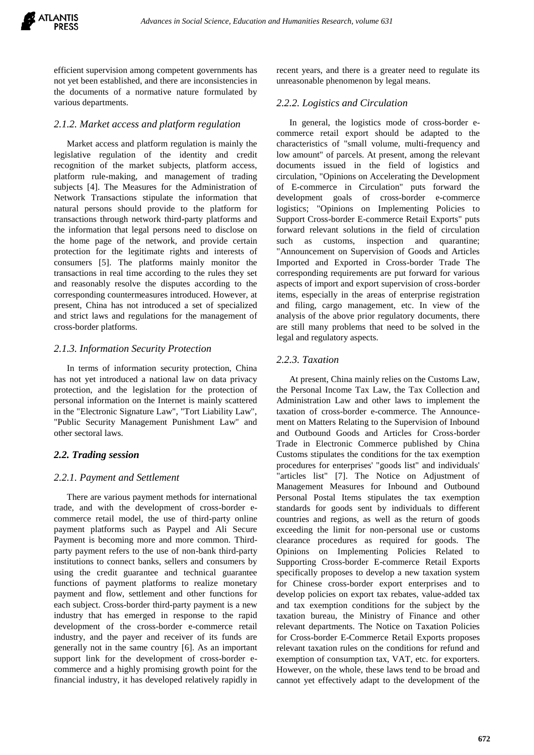efficient supervision among competent governments has not yet been established, and there are inconsistencies in the documents of a normative nature formulated by various departments.

### *2.1.2. Market access and platform regulation*

Market access and platform regulation is mainly the legislative regulation of the identity and credit recognition of the market subjects, platform access, platform rule-making, and management of trading subjects [4]. The Measures for the Administration of Network Transactions stipulate the information that natural persons should provide to the platform for transactions through network third-party platforms and the information that legal persons need to disclose on the home page of the network, and provide certain protection for the legitimate rights and interests of consumers [5]. The platforms mainly monitor the transactions in real time according to the rules they set and reasonably resolve the disputes according to the corresponding countermeasures introduced. However, at present, China has not introduced a set of specialized and strict laws and regulations for the management of cross-border platforms.

### *2.1.3. Information Security Protection*

In terms of information security protection, China has not yet introduced a national law on data privacy protection, and the legislation for the protection of personal information on the Internet is mainly scattered in the "Electronic Signature Law", "Tort Liability Law", "Public Security Management Punishment Law" and other sectoral laws.

## *2.2. Trading session*

### *2.2.1. Payment and Settlement*

There are various payment methods for international trade, and with the development of cross-border e-commerce retail model, the use of third-party online payment platforms such as Paypel and Ali Secure Payment is becoming more and more common. Third-party payment refers to the use of non-bank third-party institutions to connect banks, sellers and consumers by using the credit guarantee and technical guarantee functions of payment platforms to realize monetary payment and flow, settlement and other functions for each subject. Cross-border third-party payment is a new industry that has emerged in response to the rapid development of the cross-border e-commerce retail industry, and the payer and receiver of its funds are generally not in the same country [6]. As an important support link for the development of cross-border e-commerce and a highly promising growth point for the financial industry, it has developed relatively rapidly in recent years, and there is a greater need to regulate its unreasonable phenomenon by legal means.

### *2.2.2. Logistics and Circulation*

In general, the logistics mode of cross-border e-commerce retail export should be adapted to the characteristics of "small volume, multi-frequency and low amount" of parcels. At present, among the relevant documents issued in the field of logistics and circulation, "Opinions on Accelerating the Development of E-commerce in Circulation" puts forward the development goals of cross-border e-commerce logistics; "Opinions on Implementing Policies to Support Cross-border E-commerce Retail Exports" puts forward relevant solutions in the field of circulation such as customs, inspection and quarantine; "Announcement on Supervision of Goods and Articles Imported and Exported in Cross-border Trade The corresponding requirements are put forward for various aspects of import and export supervision of cross-border items, especially in the areas of enterprise registration and filing, cargo management, etc. In view of the analysis of the above prior regulatory documents, there are still many problems that need to be solved in the legal and regulatory aspects.

### *2.2.3. Taxation*

At present, China mainly relies on the Customs Law, the Personal Income Tax Law, the Tax Collection and Administration Law and other laws to implement the taxation of cross-border e-commerce. The Announcement on Matters Relating to the Supervision of Inbound and Outbound Goods and Articles for Cross-border Trade in Electronic Commerce published by China Customs stipulates the conditions for the tax exemption procedures for enterprises' "goods list" and individuals' "articles list" [7]. The Notice on Adjustment of Management Measures for Inbound and Outbound Personal Postal Items stipulates the tax exemption standards for goods sent by individuals to different countries and regions, as well as the return of goods exceeding the limit for non-personal use or customs clearance procedures as required for goods. The Opinions on Implementing Policies Related to Supporting Cross-border E-commerce Retail Exports specifically proposes to develop a new taxation system for Chinese cross-border export enterprises and to develop policies on export tax rebates, value-added tax and tax exemption conditions for the subject by the taxation bureau, the Ministry of Finance and other relevant departments. The Notice on Taxation Policies for Cross-border E-Commerce Retail Exports proposes relevant taxation rules on the conditions for refund and exemption of consumption tax, VAT, etc. for exporters. However, on the whole, these laws tend to be broad and cannot yet effectively adapt to the development of the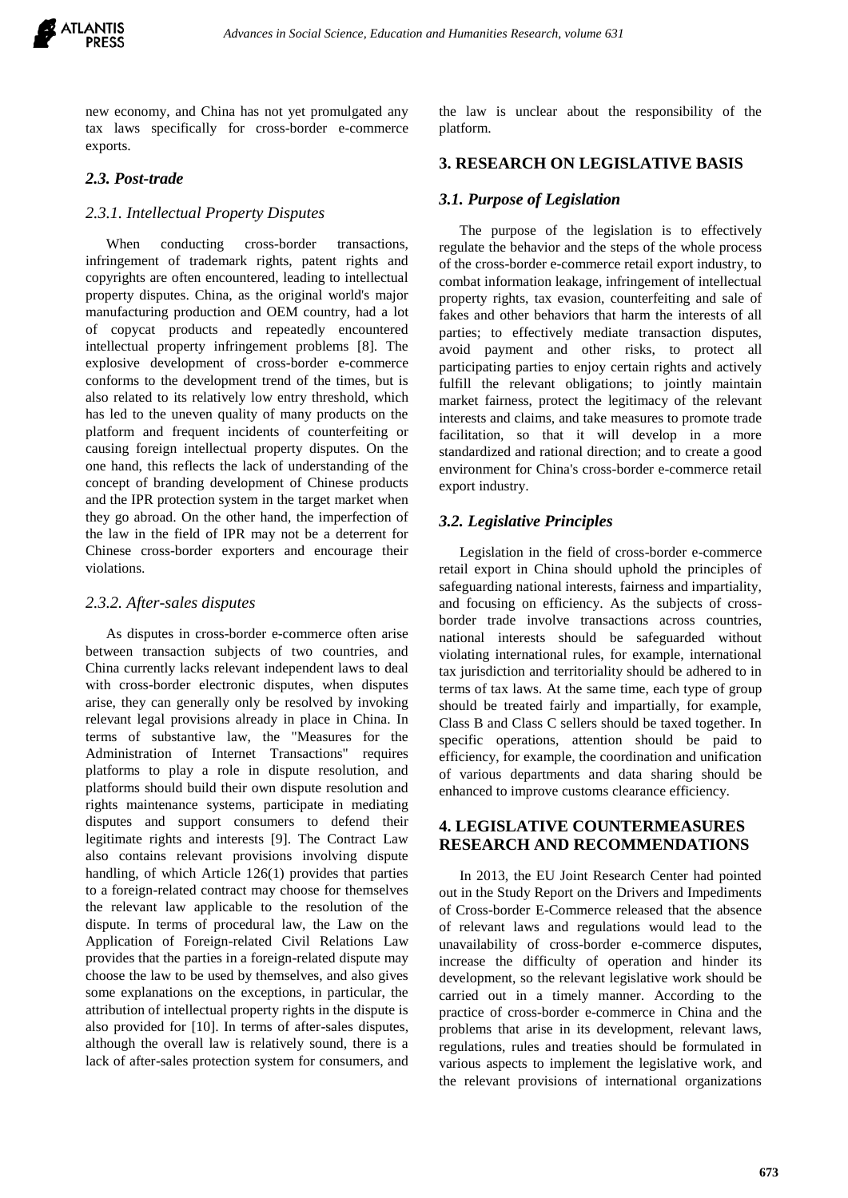new economy, and China has not yet promulgated any tax laws specifically for cross-border e-commerce exports.

### *2.3. Post-trade*

#### *2.3.1. Intellectual Property Disputes*

When conducting cross-border transactions, infringement of trademark rights, patent rights and copyrights are often encountered, leading to intellectual property disputes. China, as the original world's major manufacturing production and OEM country, had a lot of copycat products and repeatedly encountered intellectual property infringement problems [8]. The explosive development of cross-border e-commerce conforms to the development trend of the times, but is also related to its relatively low entry threshold, which has led to the uneven quality of many products on the platform and frequent incidents of counterfeiting or causing foreign intellectual property disputes. On the one hand, this reflects the lack of understanding of the concept of branding development of Chinese products and the IPR protection system in the target market when they go abroad. On the other hand, the imperfection of the law in the field of IPR may not be a deterrent for Chinese cross-border exporters and encourage their violations.

#### *2.3.2. After-sales disputes*

As disputes in cross-border e-commerce often arise between transaction subjects of two countries, and China currently lacks relevant independent laws to deal with cross-border electronic disputes, when disputes arise, they can generally only be resolved by invoking relevant legal provisions already in place in China. In terms of substantive law, the "Measures for the Administration of Internet Transactions" requires platforms to play a role in dispute resolution, and platforms should build their own dispute resolution and rights maintenance systems, participate in mediating disputes and support consumers to defend their legitimate rights and interests [9]. The Contract Law also contains relevant provisions involving dispute handling, of which Article 126(1) provides that parties to a foreign-related contract may choose for themselves the relevant law applicable to the resolution of the dispute. In terms of procedural law, the Law on the Application of Foreign-related Civil Relations Law provides that the parties in a foreign-related dispute may choose the law to be used by themselves, and also gives some explanations on the exceptions, in particular, the attribution of intellectual property rights in the dispute is also provided for [10]. In terms of after-sales disputes, although the overall law is relatively sound, there is a lack of after-sales protection system for consumers, and the law is unclear about the responsibility of the platform.

## 3. RESEARCH ON LEGISLATIVE BASIS

### *3.1. Purpose of Legislation*

The purpose of the legislation is to effectively regulate the behavior and the steps of the whole process of the cross-border e-commerce retail export industry, to combat information leakage, infringement of intellectual property rights, tax evasion, counterfeiting and sale of fakes and other behaviors that harm the interests of all parties; to effectively mediate transaction disputes, avoid payment and other risks, to protect all participating parties to enjoy certain rights and actively fulfill the relevant obligations; to jointly maintain market fairness, protect the legitimacy of the relevant interests and claims, and take measures to promote trade facilitation, so that it will develop in a more standardized and rational direction; and to create a good environment for China's cross-border e-commerce retail export industry.

### *3.2. Legislative Principles*

Legislation in the field of cross-border e-commerce retail export in China should uphold the principles of safeguarding national interests, fairness and impartiality, and focusing on efficiency. As the subjects of cross-border trade involve transactions across countries, national interests should be safeguarded without violating international rules, for example, international tax jurisdiction and territoriality should be adhered to in terms of tax laws. At the same time, each type of group should be treated fairly and impartially, for example, Class B and Class C sellers should be taxed together. In specific operations, attention should be paid to efficiency, for example, the coordination and unification of various departments and data sharing should be enhanced to improve customs clearance efficiency.

## 4. LEGISLATIVE COUNTERMEASURES RESEARCH AND RECOMMENDATIONS

In 2013, the EU Joint Research Center had pointed out in the Study Report on the Drivers and Impediments of Cross-border E-Commerce released that the absence of relevant laws and regulations would lead to the unavailability of cross-border e-commerce disputes, increase the difficulty of operation and hinder its development, so the relevant legislative work should be carried out in a timely manner. According to the practice of cross-border e-commerce in China and the problems that arise in its development, relevant laws, regulations, rules and treaties should be formulated in various aspects to implement the legislative work, and the relevant provisions of international organizations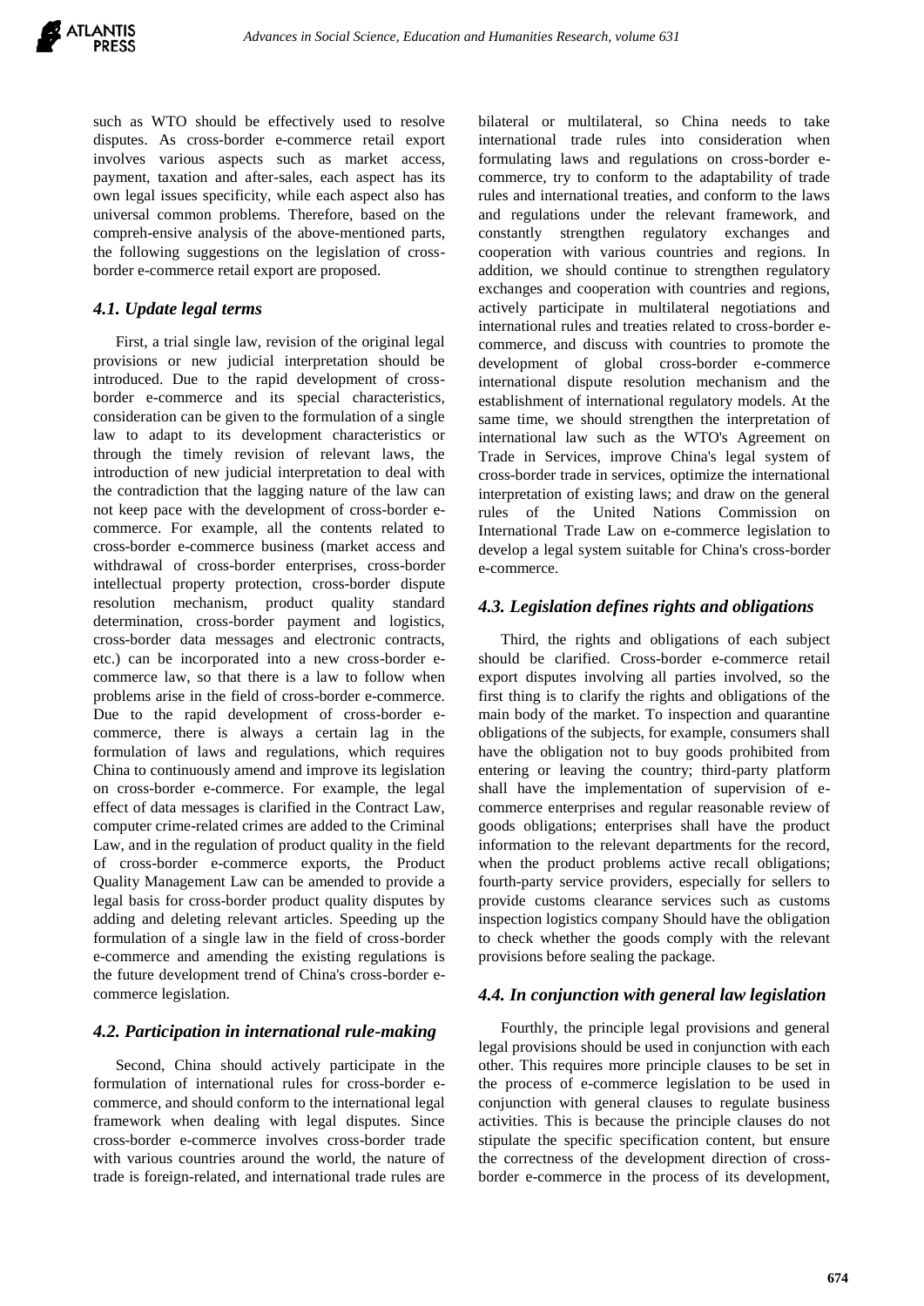such as WTO should be effectively used to resolve disputes. As cross-border e-commerce retail export involves various aspects such as market access, payment, taxation and after-sales, each aspect has its own legal issues specificity, while each aspect also has universal common problems. Therefore, based on the compreh-ensive analysis of the above-mentioned parts, the following suggestions on the legislation of cross-border e-commerce retail export are proposed.

### *4.1. Update legal terms*

First, a trial single law, revision of the original legal provisions or new judicial interpretation should be introduced. Due to the rapid development of cross-border e-commerce and its special characteristics, consideration can be given to the formulation of a single law to adapt to its development characteristics or through the timely revision of relevant laws, the introduction of new judicial interpretation to deal with the contradiction that the lagging nature of the law can not keep pace with the development of cross-border e-commerce. For example, all the contents related to cross-border e-commerce business (market access and withdrawal of cross-border enterprises, cross-border intellectual property protection, cross-border dispute resolution mechanism, product quality standard determination, cross-border payment and logistics, cross-border data messages and electronic contracts, etc.) can be incorporated into a new cross-border e-commerce law, so that there is a law to follow when problems arise in the field of cross-border e-commerce. Due to the rapid development of cross-border e-commerce, there is always a certain lag in the formulation of laws and regulations, which requires China to continuously amend and improve its legislation on cross-border e-commerce. For example, the legal effect of data messages is clarified in the Contract Law, computer crime-related crimes are added to the Criminal Law, and in the regulation of product quality in the field of cross-border e-commerce exports, the Product Quality Management Law can be amended to provide a legal basis for cross-border product quality disputes by adding and deleting relevant articles. Speeding up the formulation of a single law in the field of cross-border e-commerce and amending the existing regulations is the future development trend of China's cross-border e-commerce legislation.

### *4.2. Participation in international rule-making*

Second, China should actively participate in the formulation of international rules for cross-border e-commerce, and should conform to the international legal framework when dealing with legal disputes. Since cross-border e-commerce involves cross-border trade with various countries around the world, the nature of trade is foreign-related, and international trade rules are bilateral or multilateral, so China needs to take international trade rules into consideration when formulating laws and regulations on cross-border e-commerce, try to conform to the adaptability of trade rules and international treaties, and conform to the laws and regulations under the relevant framework, and constantly strengthen regulatory exchanges and cooperation with various countries and regions. In addition, we should continue to strengthen regulatory exchanges and cooperation with countries and regions, actively participate in multilateral negotiations and international rules and treaties related to cross-border e-commerce, and discuss with countries to promote the development of global cross-border e-commerce international dispute resolution mechanism and the establishment of international regulatory models. At the same time, we should strengthen the interpretation of international law such as the WTO's Agreement on Trade in Services, improve China's legal system of cross-border trade in services, optimize the international interpretation of existing laws; and draw on the general rules of the United Nations Commission on International Trade Law on e-commerce legislation to develop a legal system suitable for China's cross-border e-commerce.

### *4.3. Legislation defines rights and obligations*

Third, the rights and obligations of each subject should be clarified. Cross-border e-commerce retail export disputes involving all parties involved, so the first thing is to clarify the rights and obligations of the main body of the market. To inspection and quarantine obligations of the subjects, for example, consumers shall have the obligation not to buy goods prohibited from entering or leaving the country; third-party platform shall have the implementation of supervision of e-commerce enterprises and regular reasonable review of goods obligations; enterprises shall have the product information to the relevant departments for the record, when the product problems active recall obligations; fourth-party service providers, especially for sellers to provide customs clearance services such as customs inspection logistics company Should have the obligation to check whether the goods comply with the relevant provisions before sealing the package.

### *4.4. In conjunction with general law legislation*

Fourthly, the principle legal provisions and general legal provisions should be used in conjunction with each other. This requires more principle clauses to be set in the process of e-commerce legislation to be used in conjunction with general clauses to regulate business activities. This is because the principle clauses do not stipulate the specific specification content, but ensure the correctness of the development direction of cross-border e-commerce in the process of its development,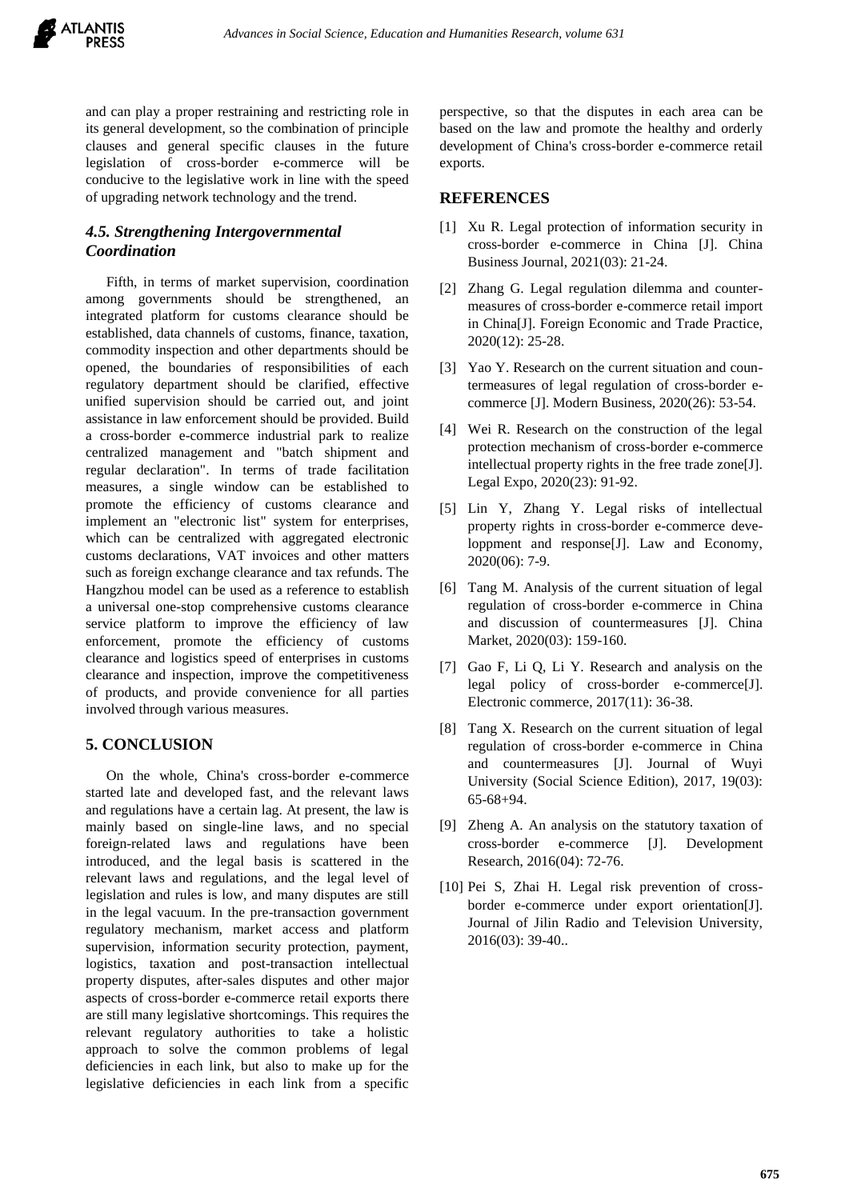and can play a proper restraining and restricting role in its general development, so the combination of principle clauses and general specific clauses in the future legislation of cross-border e-commerce will be conducive to the legislative work in line with the speed of upgrading network technology and the trend.

### *4.5. Strengthening Intergovernmental Coordination*

Fifth, in terms of market supervision, coordination among governments should be strengthened, an integrated platform for customs clearance should be established, data channels of customs, finance, taxation, commodity inspection and other departments should be opened, the boundaries of responsibilities of each regulatory department should be clarified, effective unified supervision should be carried out, and joint assistance in law enforcement should be provided. Build a cross-border e-commerce industrial park to realize centralized management and "batch shipment and regular declaration". In terms of trade facilitation measures, a single window can be established to promote the efficiency of customs clearance and implement an "electronic list" system for enterprises, which can be centralized with aggregated electronic customs declarations, VAT invoices and other matters such as foreign exchange clearance and tax refunds. The Hangzhou model can be used as a reference to establish a universal one-stop comprehensive customs clearance service platform to improve the efficiency of law enforcement, promote the efficiency of customs clearance and logistics speed of enterprises in customs clearance and inspection, improve the competitiveness of products, and provide convenience for all parties involved through various measures.

## 5. CONCLUSION

On the whole, China's cross-border e-commerce started late and developed fast, and the relevant laws and regulations have a certain lag. At present, the law is mainly based on single-line laws, and no special foreign-related laws and regulations have been introduced, and the legal basis is scattered in the relevant laws and regulations, and the legal level of legislation and rules is low, and many disputes are still in the legal vacuum. In the pre-transaction government regulatory mechanism, market access and platform supervision, information security protection, payment, logistics, taxation and post-transaction intellectual property disputes, after-sales disputes and other major aspects of cross-border e-commerce retail exports there are still many legislative shortcomings. This requires the relevant regulatory authorities to take a holistic approach to solve the common problems of legal deficiencies in each link, but also to make up for the legislative deficiencies in each link from a specific perspective, so that the disputes in each area can be based on the law and promote the healthy and orderly development of China's cross-border e-commerce retail exports.

## REFERENCES

[1] Xu R. Legal protection of information security in cross-border e-commerce in China [J]. China Business Journal, 2021(03): 21-24.

[2] Zhang G. Legal regulation dilemma and counter-measures of cross-border e-commerce retail import in China[J]. Foreign Economic and Trade Practice, 2020(12): 25-28.

[3] Yao Y. Research on the current situation and countermeasures of legal regulation of cross-border e-commerce [J]. Modern Business, 2020(26): 53-54.

[4] Wei R. Research on the construction of the legal protection mechanism of cross-border e-commerce intellectual property rights in the free trade zone[J]. Legal Expo, 2020(23): 91-92.

[5] Lin Y, Zhang Y. Legal risks of intellectual property rights in cross-border e-commerce developpment and response[J]. Law and Economy, 2020(06): 7-9.

[6] Tang M. Analysis of the current situation of legal regulation of cross-border e-commerce in China and discussion of countermeasures [J]. China Market, 2020(03): 159-160.

[7] Gao F, Li Q, Li Y. Research and analysis on the legal policy of cross-border e-commerce[J]. Electronic commerce, 2017(11): 36-38.

[8] Tang X. Research on the current situation of legal regulation of cross-border e-commerce in China and countermeasures [J]. Journal of Wuyi University (Social Science Edition), 2017, 19(03): 65-68+94.

[9] Zheng A. An analysis on the statutory taxation of cross-border e-commerce [J]. Development Research, 2016(04): 72-76.

[10] Pei S, Zhai H. Legal risk prevention of cross-border e-commerce under export orientation[J]. Journal of Jilin Radio and Television University, 2016(03): 39-40..